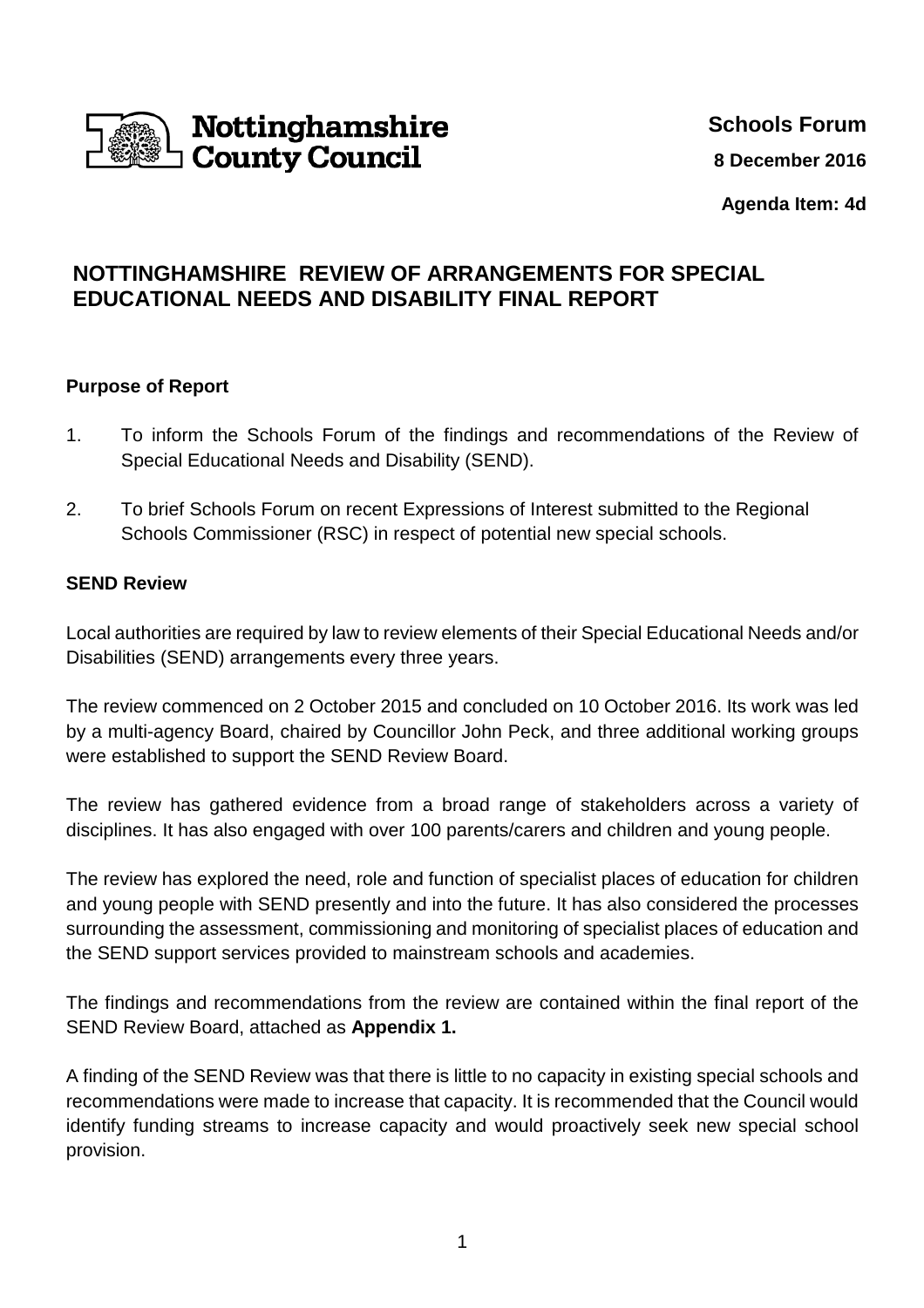Nottinghamshire County Council

**Schools Forum**

**8 December 2016**

**Agenda Item: 4d**

# NOTTINGHAMSHIRE REVIEW OF ARRANGEMENTS FOR SPECIAL EDUCATIONAL NEEDS AND DISABILITY FINAL REPORT

## Purpose of Report

1. To inform the Schools Forum of the findings and recommendations of the Review of Special Educational Needs and Disability (SEND).

2. To brief Schools Forum on recent Expressions of Interest submitted to the Regional Schools Commissioner (RSC) in respect of potential new special schools.

## SEND Review

Local authorities are required by law to review elements of their Special Educational Needs and/or Disabilities (SEND) arrangements every three years.

The review commenced on 2 October 2015 and concluded on 10 October 2016. Its work was led by a multi-agency Board, chaired by Councillor John Peck, and three additional working groups were established to support the SEND Review Board.

The review has gathered evidence from a broad range of stakeholders across a variety of disciplines. It has also engaged with over 100 parents/carers and children and young people.

The review has explored the need, role and function of specialist places of education for children and young people with SEND presently and into the future. It has also considered the processes surrounding the assessment, commissioning and monitoring of specialist places of education and the SEND support services provided to mainstream schools and academies.

The findings and recommendations from the review are contained within the final report of the SEND Review Board, attached as **Appendix 1.**

A finding of the SEND Review was that there is little to no capacity in existing special schools and recommendations were made to increase that capacity. It is recommended that the Council would identify funding streams to increase capacity and would proactively seek new special school provision.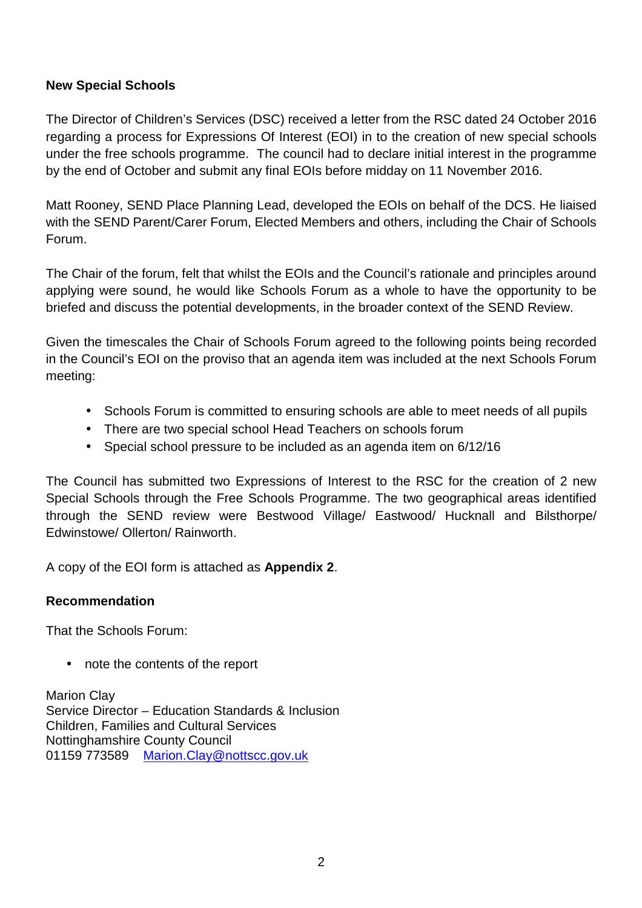**New Special Schools**

The Director of Children's Services (DSC) received a letter from the RSC dated 24 October 2016 regarding a process for Expressions Of Interest (EOI) in to the creation of new special schools under the free schools programme. The council had to declare initial interest in the programme by the end of October and submit any final EOIs before midday on 11 November 2016.

Matt Rooney, SEND Place Planning Lead, developed the EOIs on behalf of the DCS. He liaised with the SEND Parent/Carer Forum, Elected Members and others, including the Chair of Schools Forum.

The Chair of the forum, felt that whilst the EOIs and the Council's rationale and principles around applying were sound, he would like Schools Forum as a whole to have the opportunity to be briefed and discuss the potential developments, in the broader context of the SEND Review.

Given the timescales the Chair of Schools Forum agreed to the following points being recorded in the Council's EOI on the proviso that an agenda item was included at the next Schools Forum meeting:

- Schools Forum is committed to ensuring schools are able to meet needs of all pupils
- There are two special school Head Teachers on schools forum
- Special school pressure to be included as an agenda item on 6/12/16

The Council has submitted two Expressions of Interest to the RSC for the creation of 2 new Special Schools through the Free Schools Programme. The two geographical areas identified through the SEND review were Bestwood Village/ Eastwood/ Hucknall and Bilsthorpe/ Edwinstowe/ Ollerton/ Rainworth.

A copy of the EOI form is attached as **Appendix 2**.

**Recommendation**

That the Schools Forum:

- note the contents of the report

Marion Clay
Service Director – Education Standards & Inclusion
Children, Families and Cultural Services
Nottinghamshire County Council
01159 773589 Marion.Clay@nottscc.gov.uk